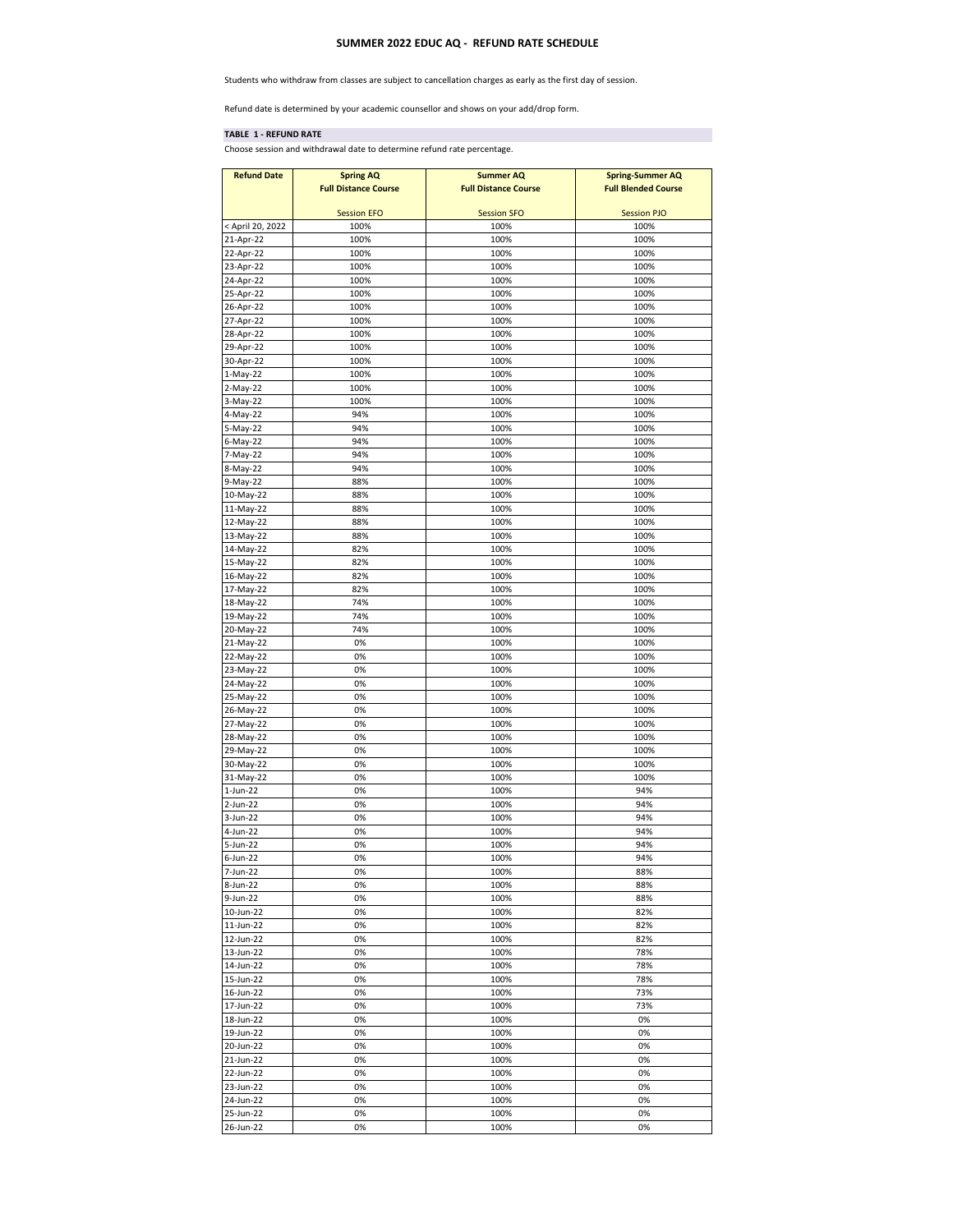# SUMMER 2022 EDUC AQ - REFUND RATE SCHEDULE

Students who withdraw from classes are subject to cancellation charges as early as the first day of session.

Refund date is determined by your academic counsellor and shows on your add/drop form.

**TABLE 1 - REFUND RATE**

Choose session and withdrawal date to determine refund rate percentage.

| Refund Date | Spring AQ Full Distance Course Session EFO | Summer AQ Full Distance Course Session SFO | Spring-Summer AQ Full Blended Course Session PJO |
|---|---|---|---|
| < April 20, 2022 | 100% | 100% | 100% |
| 21-Apr-22 | 100% | 100% | 100% |
| 22-Apr-22 | 100% | 100% | 100% |
| 23-Apr-22 | 100% | 100% | 100% |
| 24-Apr-22 | 100% | 100% | 100% |
| 25-Apr-22 | 100% | 100% | 100% |
| 26-Apr-22 | 100% | 100% | 100% |
| 27-Apr-22 | 100% | 100% | 100% |
| 28-Apr-22 | 100% | 100% | 100% |
| 29-Apr-22 | 100% | 100% | 100% |
| 30-Apr-22 | 100% | 100% | 100% |
| 1-May-22 | 100% | 100% | 100% |
| 2-May-22 | 100% | 100% | 100% |
| 3-May-22 | 100% | 100% | 100% |
| 4-May-22 | 94% | 100% | 100% |
| 5-May-22 | 94% | 100% | 100% |
| 6-May-22 | 94% | 100% | 100% |
| 7-May-22 | 94% | 100% | 100% |
| 8-May-22 | 94% | 100% | 100% |
| 9-May-22 | 88% | 100% | 100% |
| 10-May-22 | 88% | 100% | 100% |
| 11-May-22 | 88% | 100% | 100% |
| 12-May-22 | 88% | 100% | 100% |
| 13-May-22 | 88% | 100% | 100% |
| 14-May-22 | 82% | 100% | 100% |
| 15-May-22 | 82% | 100% | 100% |
| 16-May-22 | 82% | 100% | 100% |
| 17-May-22 | 82% | 100% | 100% |
| 18-May-22 | 74% | 100% | 100% |
| 19-May-22 | 74% | 100% | 100% |
| 20-May-22 | 74% | 100% | 100% |
| 21-May-22 | 0% | 100% | 100% |
| 22-May-22 | 0% | 100% | 100% |
| 23-May-22 | 0% | 100% | 100% |
| 24-May-22 | 0% | 100% | 100% |
| 25-May-22 | 0% | 100% | 100% |
| 26-May-22 | 0% | 100% | 100% |
| 27-May-22 | 0% | 100% | 100% |
| 28-May-22 | 0% | 100% | 100% |
| 29-May-22 | 0% | 100% | 100% |
| 30-May-22 | 0% | 100% | 100% |
| 31-May-22 | 0% | 100% | 100% |
| 1-Jun-22 | 0% | 100% | 94% |
| 2-Jun-22 | 0% | 100% | 94% |
| 3-Jun-22 | 0% | 100% | 94% |
| 4-Jun-22 | 0% | 100% | 94% |
| 5-Jun-22 | 0% | 100% | 94% |
| 6-Jun-22 | 0% | 100% | 94% |
| 7-Jun-22 | 0% | 100% | 88% |
| 8-Jun-22 | 0% | 100% | 88% |
| 9-Jun-22 | 0% | 100% | 88% |
| 10-Jun-22 | 0% | 100% | 82% |
| 11-Jun-22 | 0% | 100% | 82% |
| 12-Jun-22 | 0% | 100% | 82% |
| 13-Jun-22 | 0% | 100% | 78% |
| 14-Jun-22 | 0% | 100% | 78% |
| 15-Jun-22 | 0% | 100% | 78% |
| 16-Jun-22 | 0% | 100% | 73% |
| 17-Jun-22 | 0% | 100% | 73% |
| 18-Jun-22 | 0% | 100% | 0% |
| 19-Jun-22 | 0% | 100% | 0% |
| 20-Jun-22 | 0% | 100% | 0% |
| 21-Jun-22 | 0% | 100% | 0% |
| 22-Jun-22 | 0% | 100% | 0% |
| 23-Jun-22 | 0% | 100% | 0% |
| 24-Jun-22 | 0% | 100% | 0% |
| 25-Jun-22 | 0% | 100% | 0% |
| 26-Jun-22 | 0% | 100% | 0% |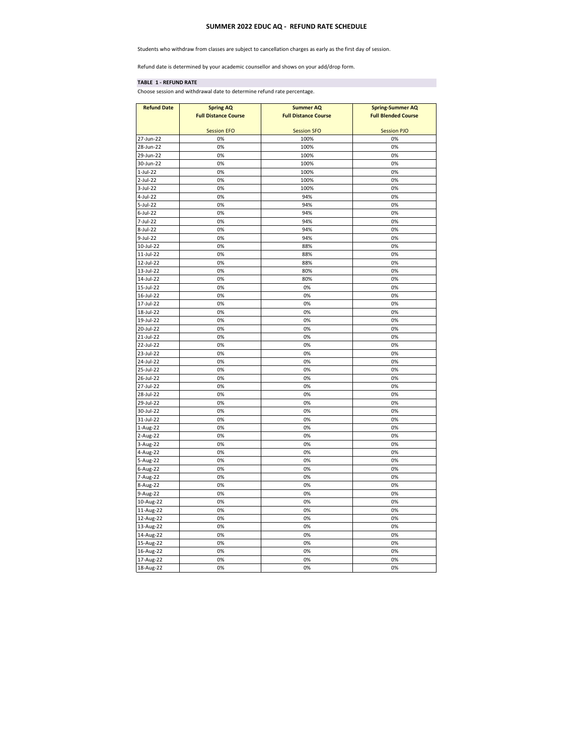# SUMMER 2022 EDUC AQ - REFUND RATE SCHEDULE

Students who withdraw from classes are subject to cancellation charges as early as the first day of session.

Refund date is determined by your academic counsellor and shows on your add/drop form.

**TABLE 1 - REFUND RATE**

Choose session and withdrawal date to determine refund rate percentage.

| Refund Date | Spring AQ Full Distance Course Session EFO | Summer AQ Full Distance Course Session SFO | Spring-Summer AQ Full Blended Course Session PJO |
|---|---|---|---|
| 27-Jun-22 | 0% | 100% | 0% |
| 28-Jun-22 | 0% | 100% | 0% |
| 29-Jun-22 | 0% | 100% | 0% |
| 30-Jun-22 | 0% | 100% | 0% |
| 1-Jul-22 | 0% | 100% | 0% |
| 2-Jul-22 | 0% | 100% | 0% |
| 3-Jul-22 | 0% | 100% | 0% |
| 4-Jul-22 | 0% | 94% | 0% |
| 5-Jul-22 | 0% | 94% | 0% |
| 6-Jul-22 | 0% | 94% | 0% |
| 7-Jul-22 | 0% | 94% | 0% |
| 8-Jul-22 | 0% | 94% | 0% |
| 9-Jul-22 | 0% | 94% | 0% |
| 10-Jul-22 | 0% | 88% | 0% |
| 11-Jul-22 | 0% | 88% | 0% |
| 12-Jul-22 | 0% | 88% | 0% |
| 13-Jul-22 | 0% | 80% | 0% |
| 14-Jul-22 | 0% | 80% | 0% |
| 15-Jul-22 | 0% | 0% | 0% |
| 16-Jul-22 | 0% | 0% | 0% |
| 17-Jul-22 | 0% | 0% | 0% |
| 18-Jul-22 | 0% | 0% | 0% |
| 19-Jul-22 | 0% | 0% | 0% |
| 20-Jul-22 | 0% | 0% | 0% |
| 21-Jul-22 | 0% | 0% | 0% |
| 22-Jul-22 | 0% | 0% | 0% |
| 23-Jul-22 | 0% | 0% | 0% |
| 24-Jul-22 | 0% | 0% | 0% |
| 25-Jul-22 | 0% | 0% | 0% |
| 26-Jul-22 | 0% | 0% | 0% |
| 27-Jul-22 | 0% | 0% | 0% |
| 28-Jul-22 | 0% | 0% | 0% |
| 29-Jul-22 | 0% | 0% | 0% |
| 30-Jul-22 | 0% | 0% | 0% |
| 31-Jul-22 | 0% | 0% | 0% |
| 1-Aug-22 | 0% | 0% | 0% |
| 2-Aug-22 | 0% | 0% | 0% |
| 3-Aug-22 | 0% | 0% | 0% |
| 4-Aug-22 | 0% | 0% | 0% |
| 5-Aug-22 | 0% | 0% | 0% |
| 6-Aug-22 | 0% | 0% | 0% |
| 7-Aug-22 | 0% | 0% | 0% |
| 8-Aug-22 | 0% | 0% | 0% |
| 9-Aug-22 | 0% | 0% | 0% |
| 10-Aug-22 | 0% | 0% | 0% |
| 11-Aug-22 | 0% | 0% | 0% |
| 12-Aug-22 | 0% | 0% | 0% |
| 13-Aug-22 | 0% | 0% | 0% |
| 14-Aug-22 | 0% | 0% | 0% |
| 15-Aug-22 | 0% | 0% | 0% |
| 16-Aug-22 | 0% | 0% | 0% |
| 17-Aug-22 | 0% | 0% | 0% |
| 18-Aug-22 | 0% | 0% | 0% |